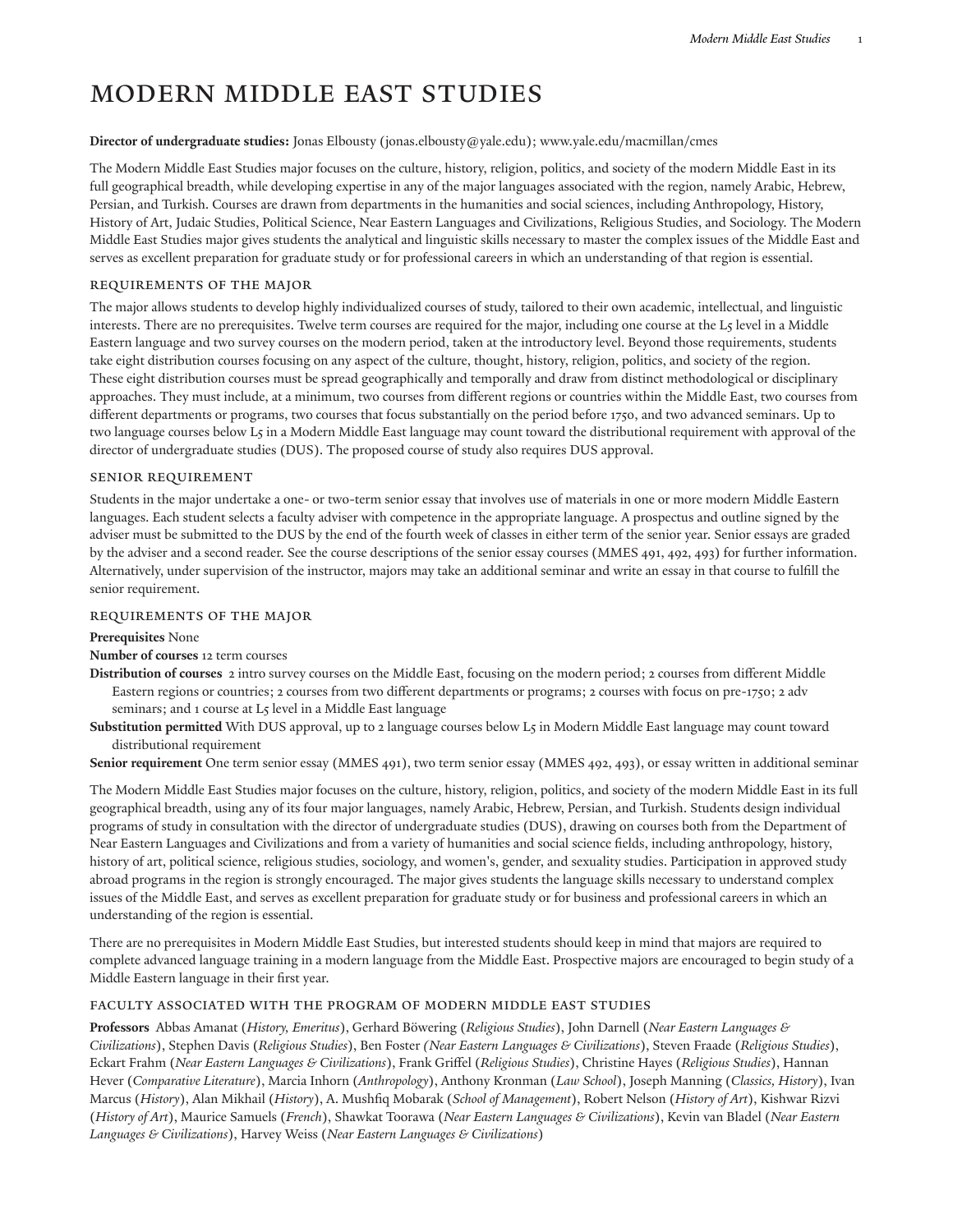# MODERN MIDDLE EAST STUDIES

**Director of undergraduate studies:** Jonas Elbousty (jonas.elbousty@yale.edu); www.yale.edu/macmillan/cmes

The Modern Middle East Studies major focuses on the culture, history, religion, politics, and society of the modern Middle East in its full geographical breadth, while developing expertise in any of the major languages associated with the region, namely Arabic, Hebrew, Persian, and Turkish. Courses are drawn from departments in the humanities and social sciences, including Anthropology, History, History of Art, Judaic Studies, Political Science, Near Eastern Languages and Civilizations, Religious Studies, and Sociology. The Modern Middle East Studies major gives students the analytical and linguistic skills necessary to master the complex issues of the Middle East and serves as excellent preparation for graduate study or for professional careers in which an understanding of that region is essential.

## Requirements of the Major

The major allows students to develop highly individualized courses of study, tailored to their own academic, intellectual, and linguistic interests. There are no prerequisites. Twelve term courses are required for the major, including one course at the L5 level in a Middle Eastern language and two survey courses on the modern period, taken at the introductory level. Beyond those requirements, students take eight distribution courses focusing on any aspect of the culture, thought, history, religion, politics, and society of the region. These eight distribution courses must be spread geographically and temporally and draw from distinct methodological or disciplinary approaches. They must include, at a minimum, two courses from different regions or countries within the Middle East, two courses from different departments or programs, two courses that focus substantially on the period before 1750, and two advanced seminars. Up to two language courses below L5 in a Modern Middle East language may count toward the distributional requirement with approval of the director of undergraduate studies (DUS). The proposed course of study also requires DUS approval.

## Senior Requirement

Students in the major undertake a one- or two-term senior essay that involves use of materials in one or more modern Middle Eastern languages. Each student selects a faculty adviser with competence in the appropriate language. A prospectus and outline signed by the adviser must be submitted to the DUS by the end of the fourth week of classes in either term of the senior year. Senior essays are graded by the adviser and a second reader. See the course descriptions of the senior essay courses (MMES 491, 492, 493) for further information. Alternatively, under supervision of the instructor, majors may take an additional seminar and write an essay in that course to fulfill the senior requirement.

## Requirements of the Major

**Prerequisites** None

**Number of courses** 12 term courses

**Distribution of courses** 2 intro survey courses on the Middle East, focusing on the modern period; 2 courses from different Middle Eastern regions or countries; 2 courses from two different departments or programs; 2 courses with focus on pre-1750; 2 adv seminars; and 1 course at L5 level in a Middle East language

**Substitution permitted** With DUS approval, up to 2 language courses below L5 in Modern Middle East language may count toward distributional requirement

**Senior requirement** One term senior essay (MMES 491), two term senior essay (MMES 492, 493), or essay written in additional seminar

The Modern Middle East Studies major focuses on the culture, history, religion, politics, and society of the modern Middle East in its full geographical breadth, using any of its four major languages, namely Arabic, Hebrew, Persian, and Turkish. Students design individual programs of study in consultation with the director of undergraduate studies (DUS), drawing on courses both from the Department of Near Eastern Languages and Civilizations and from a variety of humanities and social science fields, including anthropology, history, history of art, political science, religious studies, sociology, and women's, gender, and sexuality studies. Participation in approved study abroad programs in the region is strongly encouraged. The major gives students the language skills necessary to understand complex issues of the Middle East, and serves as excellent preparation for graduate study or for business and professional careers in which an understanding of the region is essential.

There are no prerequisites in Modern Middle East Studies, but interested students should keep in mind that majors are required to complete advanced language training in a modern language from the Middle East. Prospective majors are encouraged to begin study of a Middle Eastern language in their first year.

## Faculty Associated with the Program of Modern Middle East Studies

**Professors** Abbas Amanat (*History, Emeritus*), Gerhard Böwering (*Religious Studies*), John Darnell (*Near Eastern Languages & Civilizations*), Stephen Davis (*Religious Studies*), Ben Foster *(Near Eastern Languages & Civilizations*), Steven Fraade (*Religious Studies*), Eckart Frahm (*Near Eastern Languages & Civilizations*), Frank Griffel (*Religious Studies*), Christine Hayes (*Religious Studies*), Hannan Hever (*Comparative Literature*), Marcia Inhorn (*Anthropology*), Anthony Kronman (*Law School*), Joseph Manning (*Classics, History*), Ivan Marcus (*History*), Alan Mikhail (*History*), A. Mushfiq Mobarak (*School of Management*), Robert Nelson (*History of Art*), Kishwar Rizvi (*History of Art*), Maurice Samuels (*French*), Shawkat Toorawa (*Near Eastern Languages & Civilizations*), Kevin van Bladel (*Near Eastern Languages & Civilizations*), Harvey Weiss (*Near Eastern Languages & Civilizations*)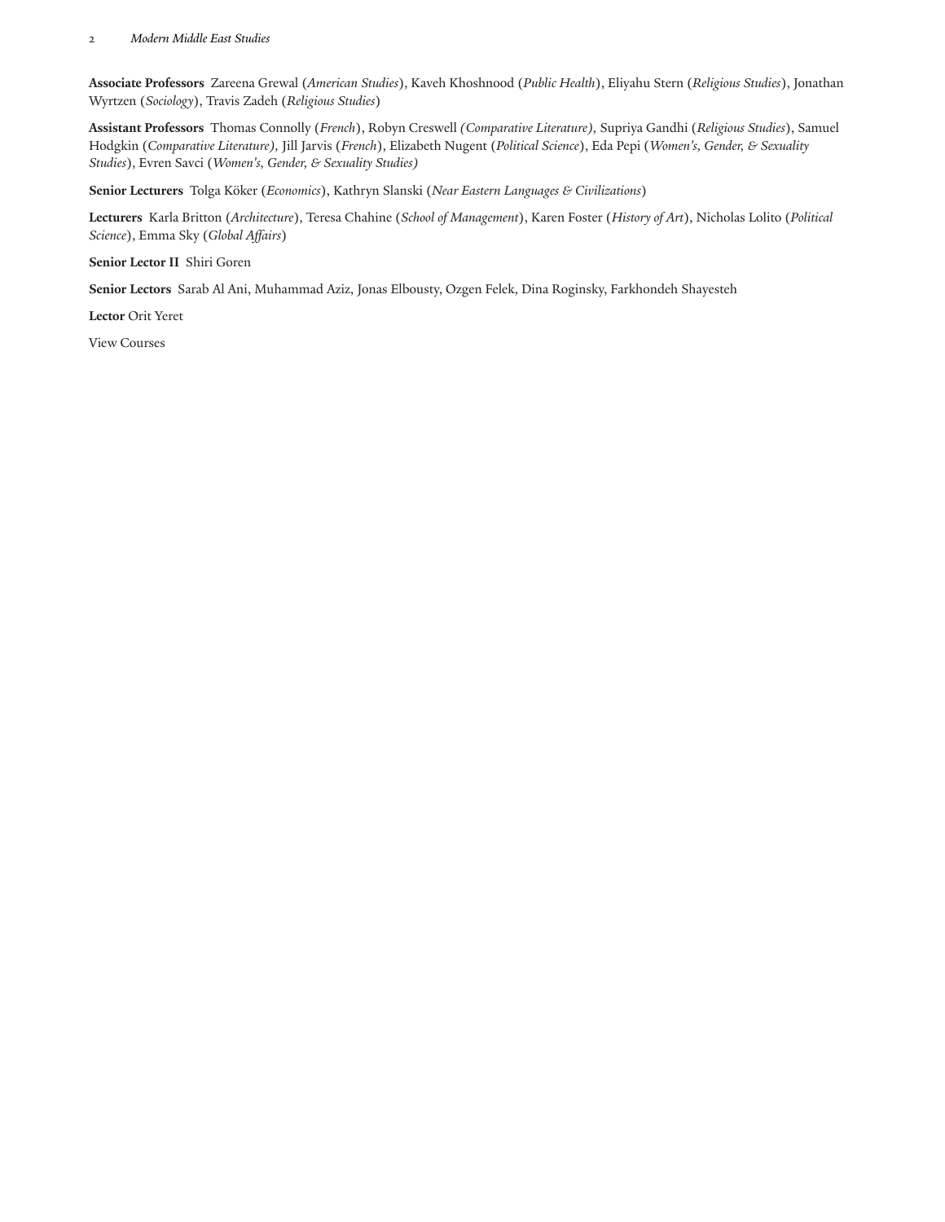**Associate Professors** Zareena Grewal (*American Studies*), Kaveh Khoshnood (*Public Health*), Eliyahu Stern (*Religious Studies*), Jonathan Wyrtzen (*Sociology*), Travis Zadeh (*Religious Studies*)

**Assistant Professors** Thomas Connolly (*French*), Robyn Creswell *(Comparative Literature),* Supriya Gandhi (*Religious Studies*), Samuel Hodgkin (*Comparative Literature),* Jill Jarvis (*French*), Elizabeth Nugent (*Political Science*), Eda Pepi (*Women's, Gender, & Sexuality Studies*), Evren Savci (*Women's, Gender, & Sexuality Studies)*

**Senior Lecturers** Tolga Köker (*Economics*), Kathryn Slanski (*Near Eastern Languages & Civilizations*)

**Lecturers** Karla Britton (*Architecture*), Teresa Chahine (*School of Management*), Karen Foster (*History of Art*), Nicholas Lolito (*Political Science*), Emma Sky (*Global Affairs*)

**Senior Lector II** Shiri Goren

**Senior Lectors** Sarab Al Ani, Muhammad Aziz, Jonas Elbousty, Ozgen Felek, Dina Roginsky, Farkhondeh Shayesteh

**Lector** Orit Yeret

View Courses